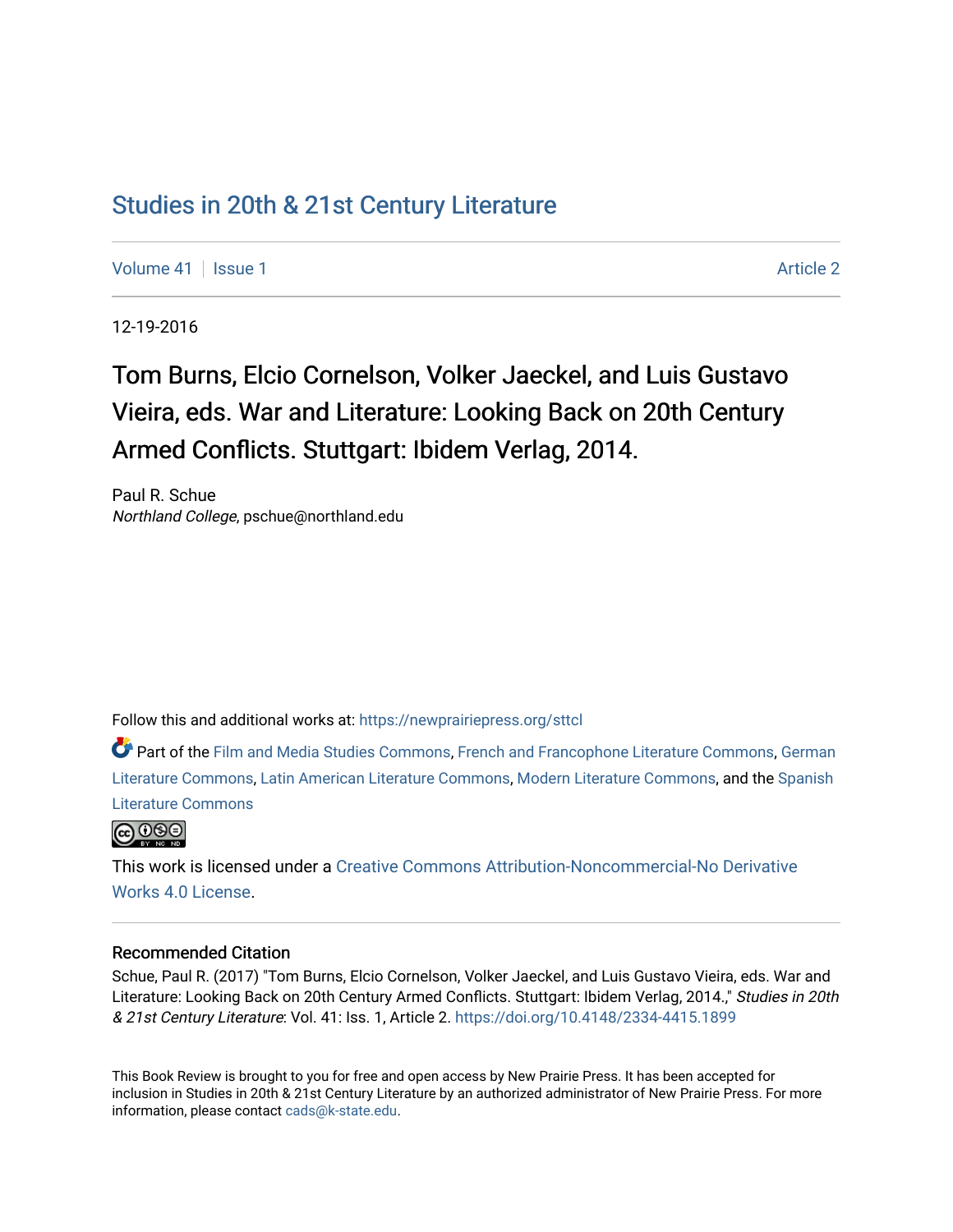# Studies in 20th & 21st Century Literature

Volume 41 | Issue 1 — Article 2

12-19-2016

## Tom Burns, Elcio Cornelson, Volker Jaeckel, and Luis Gustavo Vieira, eds. War and Literature: Looking Back on 20th Century Armed Conflicts. Stuttgart: Ibidem Verlag, 2014.

Paul R. Schue
*Northland College*, pschue@northland.edu

Follow this and additional works at: https://newprairiepress.org/sttcl

Part of the Film and Media Studies Commons, French and Francophone Literature Commons, German Literature Commons, Latin American Literature Commons, Modern Literature Commons, and the Spanish Literature Commons

This work is licensed under a Creative Commons Attribution-Noncommercial-No Derivative Works 4.0 License.

### Recommended Citation

Schue, Paul R. (2017) "Tom Burns, Elcio Cornelson, Volker Jaeckel, and Luis Gustavo Vieira, eds. War and Literature: Looking Back on 20th Century Armed Conflicts. Stuttgart: Ibidem Verlag, 2014.," *Studies in 20th & 21st Century Literature*: Vol. 41: Iss. 1, Article 2. https://doi.org/10.4148/2334-4415.1899

This Book Review is brought to you for free and open access by New Prairie Press. It has been accepted for inclusion in Studies in 20th & 21st Century Literature by an authorized administrator of New Prairie Press. For more information, please contact cads@k-state.edu.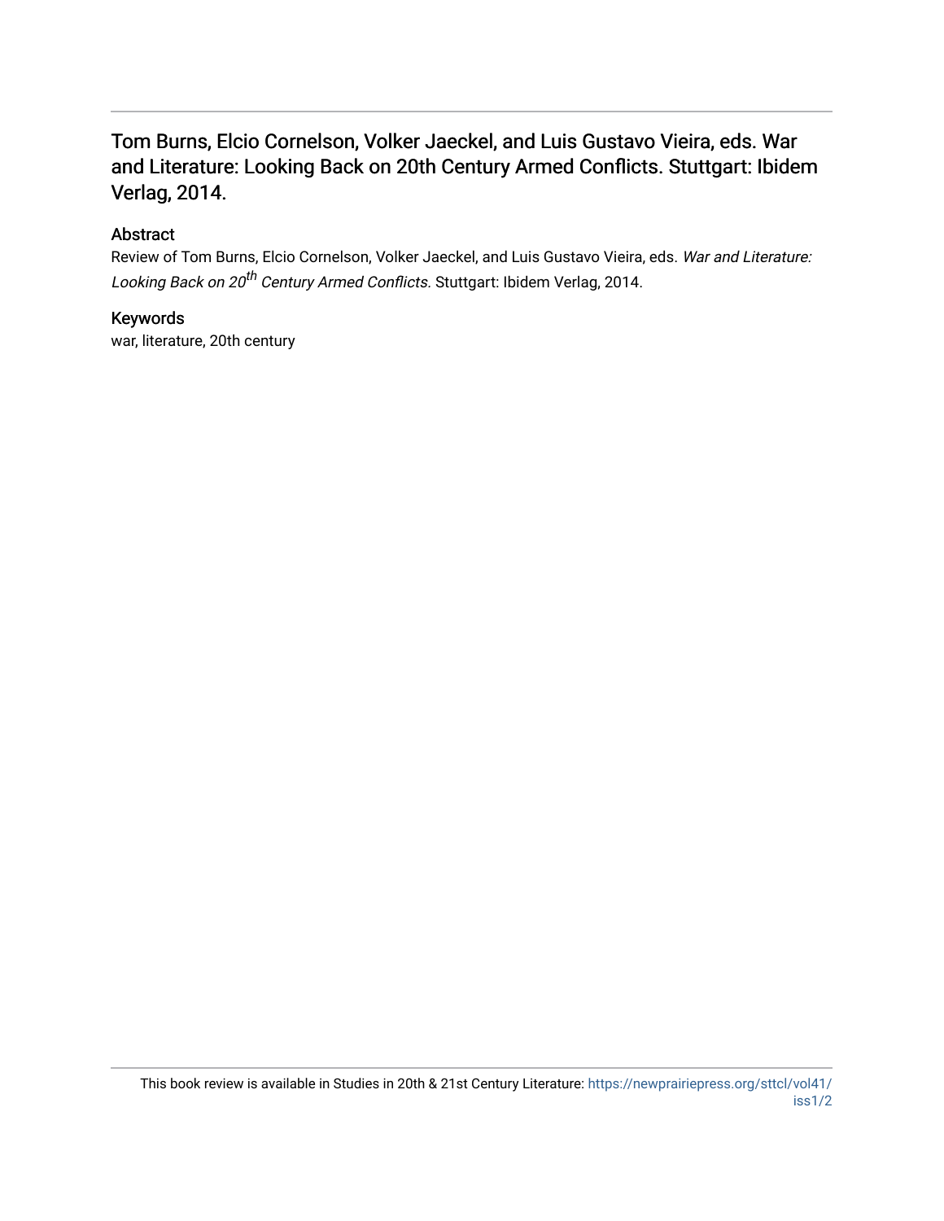## Tom Burns, Elcio Cornelson, Volker Jaeckel, and Luis Gustavo Vieira, eds. War and Literature: Looking Back on 20th Century Armed Conflicts. Stuttgart: Ibidem Verlag, 2014.

### Abstract

Review of Tom Burns, Elcio Cornelson, Volker Jaeckel, and Luis Gustavo Vieira, eds. *War and Literature: Looking Back on 20th Century Armed Conflicts.* Stuttgart: Ibidem Verlag, 2014.

### Keywords

war, literature, 20th century

This book review is available in Studies in 20th & 21st Century Literature: https://newprairiepress.org/sttcl/vol41/iss1/2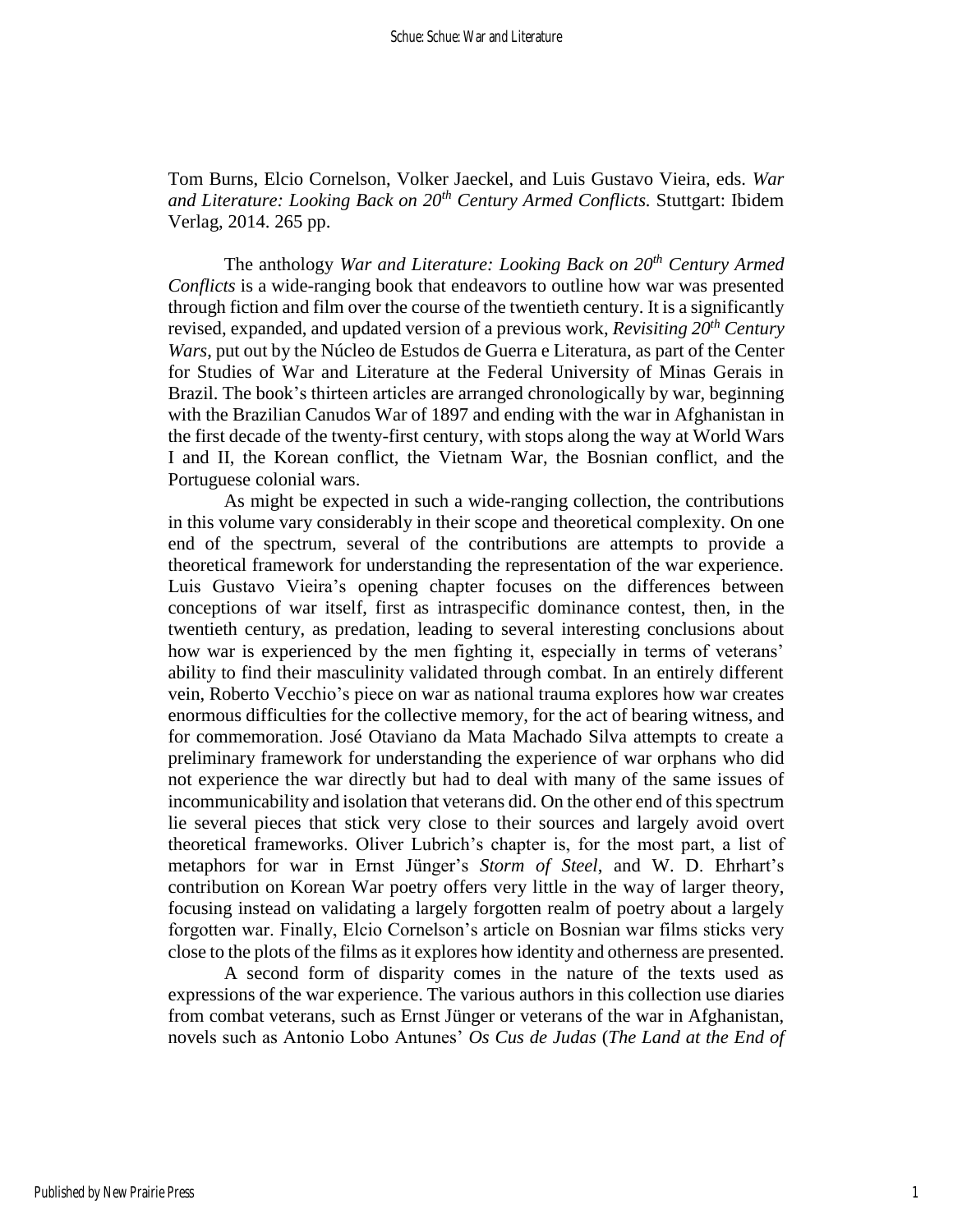Tom Burns, Elcio Cornelson, Volker Jaeckel, and Luis Gustavo Vieira, eds. *War and Literature: Looking Back on 20$^{th}$ Century Armed Conflicts.* Stuttgart: Ibidem Verlag, 2014. 265 pp.

The anthology *War and Literature: Looking Back on 20$^{th}$ Century Armed Conflicts* is a wide-ranging book that endeavors to outline how war was presented through fiction and film over the course of the twentieth century. It is a significantly revised, expanded, and updated version of a previous work, *Revisiting 20$^{th}$ Century Wars*, put out by the Núcleo de Estudos de Guerra e Literatura, as part of the Center for Studies of War and Literature at the Federal University of Minas Gerais in Brazil. The book's thirteen articles are arranged chronologically by war, beginning with the Brazilian Canudos War of 1897 and ending with the war in Afghanistan in the first decade of the twenty-first century, with stops along the way at World Wars I and II, the Korean conflict, the Vietnam War, the Bosnian conflict, and the Portuguese colonial wars.

As might be expected in such a wide-ranging collection, the contributions in this volume vary considerably in their scope and theoretical complexity. On one end of the spectrum, several of the contributions are attempts to provide a theoretical framework for understanding the representation of the war experience. Luis Gustavo Vieira's opening chapter focuses on the differences between conceptions of war itself, first as intraspecific dominance contest, then, in the twentieth century, as predation, leading to several interesting conclusions about how war is experienced by the men fighting it, especially in terms of veterans' ability to find their masculinity validated through combat. In an entirely different vein, Roberto Vecchio's piece on war as national trauma explores how war creates enormous difficulties for the collective memory, for the act of bearing witness, and for commemoration. José Otaviano da Mata Machado Silva attempts to create a preliminary framework for understanding the experience of war orphans who did not experience the war directly but had to deal with many of the same issues of incommunicability and isolation that veterans did. On the other end of this spectrum lie several pieces that stick very close to their sources and largely avoid overt theoretical frameworks. Oliver Lubrich's chapter is, for the most part, a list of metaphors for war in Ernst Jünger's *Storm of Steel*, and W. D. Ehrhart's contribution on Korean War poetry offers very little in the way of larger theory, focusing instead on validating a largely forgotten realm of poetry about a largely forgotten war. Finally, Elcio Cornelson's article on Bosnian war films sticks very close to the plots of the films as it explores how identity and otherness are presented.

A second form of disparity comes in the nature of the texts used as expressions of the war experience. The various authors in this collection use diaries from combat veterans, such as Ernst Jünger or veterans of the war in Afghanistan, novels such as Antonio Lobo Antunes' *Os Cus de Judas* (*The Land at the End of*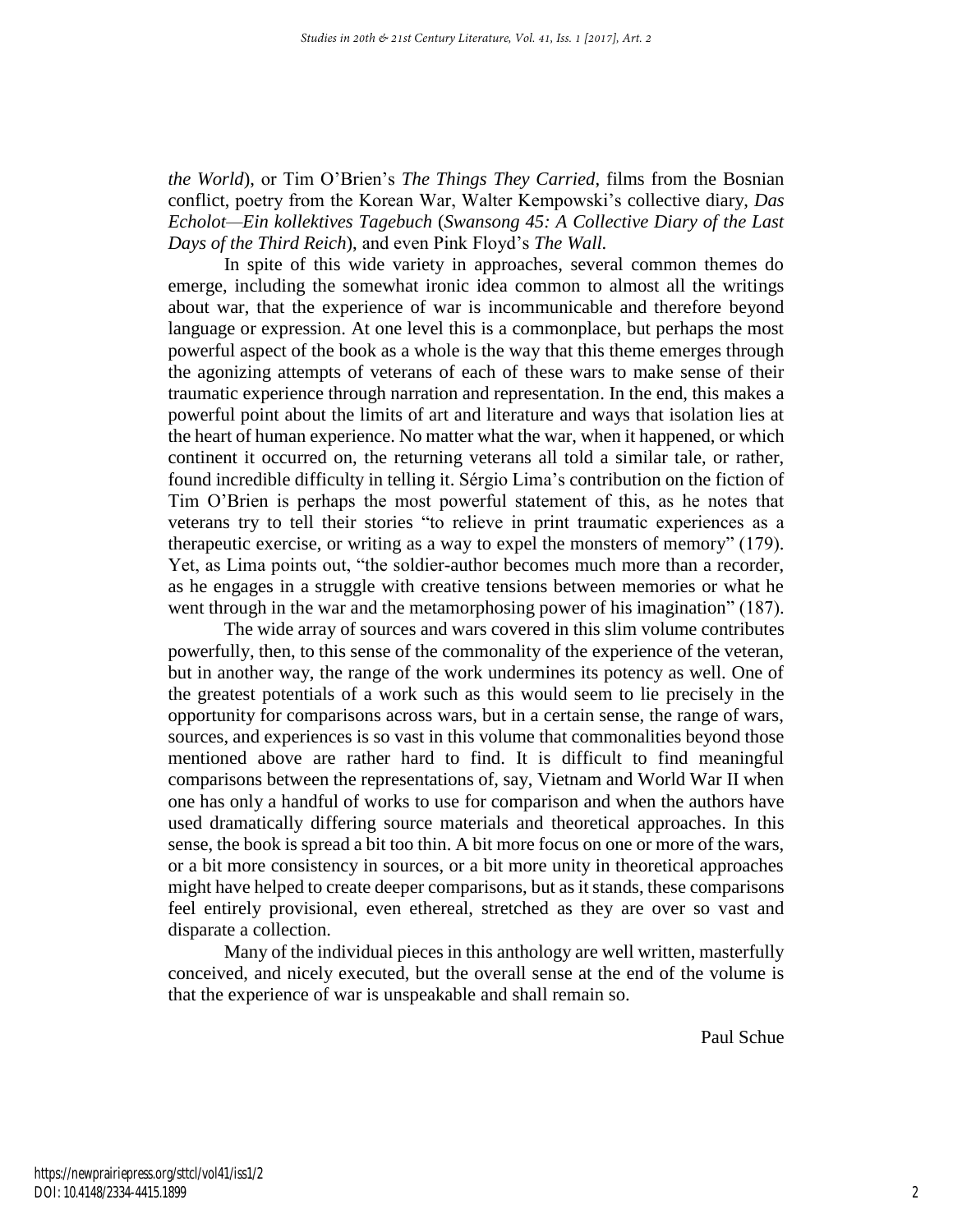*the World*), or Tim O'Brien's *The Things They Carried*, films from the Bosnian conflict, poetry from the Korean War, Walter Kempowski's collective diary, *Das Echolot—Ein kollektives Tagebuch* (*Swansong 45: A Collective Diary of the Last Days of the Third Reich*), and even Pink Floyd's *The Wall*.

In spite of this wide variety in approaches, several common themes do emerge, including the somewhat ironic idea common to almost all the writings about war, that the experience of war is incommunicable and therefore beyond language or expression. At one level this is a commonplace, but perhaps the most powerful aspect of the book as a whole is the way that this theme emerges through the agonizing attempts of veterans of each of these wars to make sense of their traumatic experience through narration and representation. In the end, this makes a powerful point about the limits of art and literature and ways that isolation lies at the heart of human experience. No matter what the war, when it happened, or which continent it occurred on, the returning veterans all told a similar tale, or rather, found incredible difficulty in telling it. Sérgio Lima's contribution on the fiction of Tim O'Brien is perhaps the most powerful statement of this, as he notes that veterans try to tell their stories "to relieve in print traumatic experiences as a therapeutic exercise, or writing as a way to expel the monsters of memory" (179). Yet, as Lima points out, "the soldier-author becomes much more than a recorder, as he engages in a struggle with creative tensions between memories or what he went through in the war and the metamorphosing power of his imagination" (187).

The wide array of sources and wars covered in this slim volume contributes powerfully, then, to this sense of the commonality of the experience of the veteran, but in another way, the range of the work undermines its potency as well. One of the greatest potentials of a work such as this would seem to lie precisely in the opportunity for comparisons across wars, but in a certain sense, the range of wars, sources, and experiences is so vast in this volume that commonalities beyond those mentioned above are rather hard to find. It is difficult to find meaningful comparisons between the representations of, say, Vietnam and World War II when one has only a handful of works to use for comparison and when the authors have used dramatically differing source materials and theoretical approaches. In this sense, the book is spread a bit too thin. A bit more focus on one or more of the wars, or a bit more consistency in sources, or a bit more unity in theoretical approaches might have helped to create deeper comparisons, but as it stands, these comparisons feel entirely provisional, even ethereal, stretched as they are over so vast and disparate a collection.

Many of the individual pieces in this anthology are well written, masterfully conceived, and nicely executed, but the overall sense at the end of the volume is that the experience of war is unspeakable and shall remain so.

Paul Schue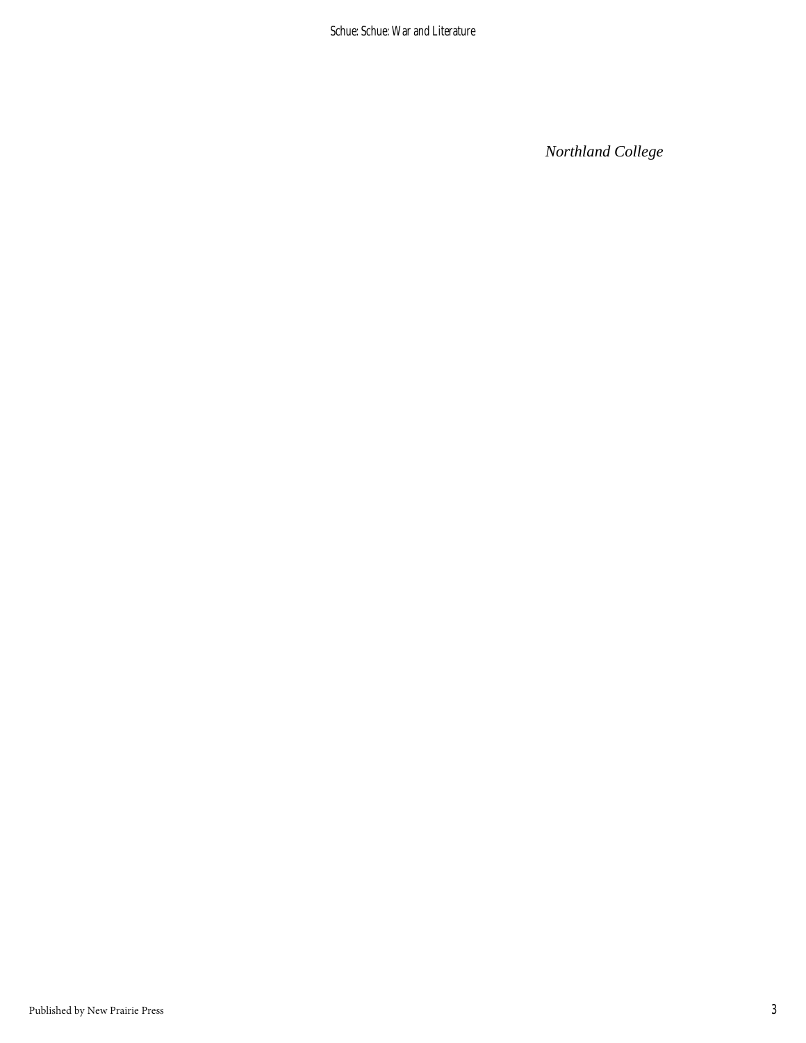*Northland College*